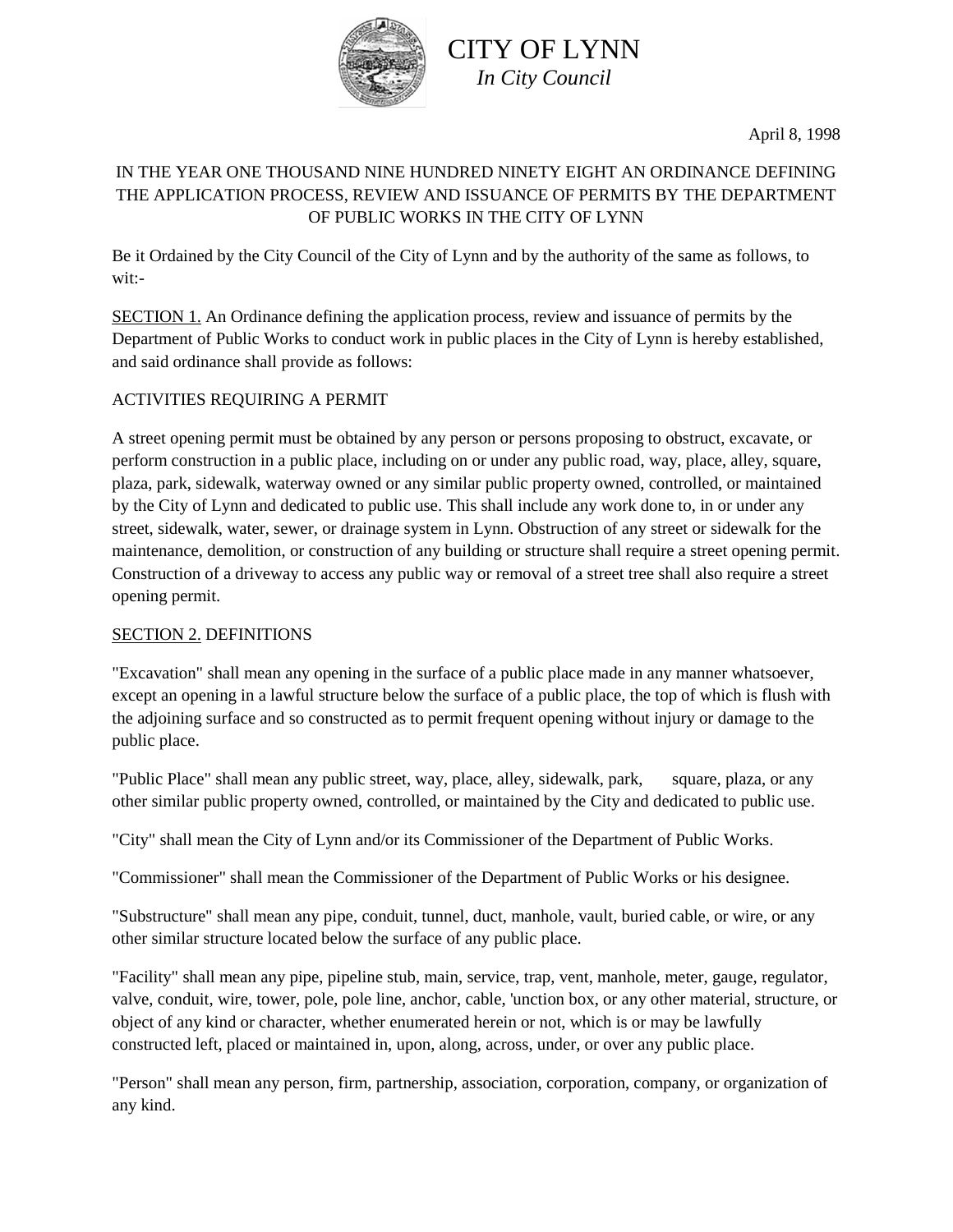# CITY OF LYNN

*In City Council*

April 8, 1998

IN THE YEAR ONE THOUSAND NINE HUNDRED NINETY EIGHT AN ORDINANCE DEFINING THE APPLICATION PROCESS, REVIEW AND ISSUANCE OF PERMITS BY THE DEPARTMENT OF PUBLIC WORKS IN THE CITY OF LYNN

Be it Ordained by the City Council of the City of Lynn and by the authority of the same as follows, to wit:-

SECTION 1. An Ordinance defining the application process, review and issuance of permits by the Department of Public Works to conduct work in public places in the City of Lynn is hereby established, and said ordinance shall provide as follows:

ACTIVITIES REQUIRING A PERMIT

A street opening permit must be obtained by any person or persons proposing to obstruct, excavate, or perform construction in a public place, including on or under any public road, way, place, alley, square, plaza, park, sidewalk, waterway owned or any similar public property owned, controlled, or maintained by the City of Lynn and dedicated to public use. This shall include any work done to, in or under any street, sidewalk, water, sewer, or drainage system in Lynn. Obstruction of any street or sidewalk for the maintenance, demolition, or construction of any building or structure shall require a street opening permit. Construction of a driveway to access any public way or removal of a street tree shall also require a street opening permit.

SECTION 2. DEFINITIONS

"Excavation" shall mean any opening in the surface of a public place made in any manner whatsoever, except an opening in a lawful structure below the surface of a public place, the top of which is flush with the adjoining surface and so constructed as to permit frequent opening without injury or damage to the public place.

"Public Place" shall mean any public street, way, place, alley, sidewalk, park, square, plaza, or any other similar public property owned, controlled, or maintained by the City and dedicated to public use.

"City" shall mean the City of Lynn and/or its Commissioner of the Department of Public Works.

"Commissioner" shall mean the Commissioner of the Department of Public Works or his designee.

"Substructure" shall mean any pipe, conduit, tunnel, duct, manhole, vault, buried cable, or wire, or any other similar structure located below the surface of any public place.

"Facility" shall mean any pipe, pipeline stub, main, service, trap, vent, manhole, meter, gauge, regulator, valve, conduit, wire, tower, pole, pole line, anchor, cable, 'unction box, or any other material, structure, or object of any kind or character, whether enumerated herein or not, which is or may be lawfully constructed left, placed or maintained in, upon, along, across, under, or over any public place.

"Person" shall mean any person, firm, partnership, association, corporation, company, or organization of any kind.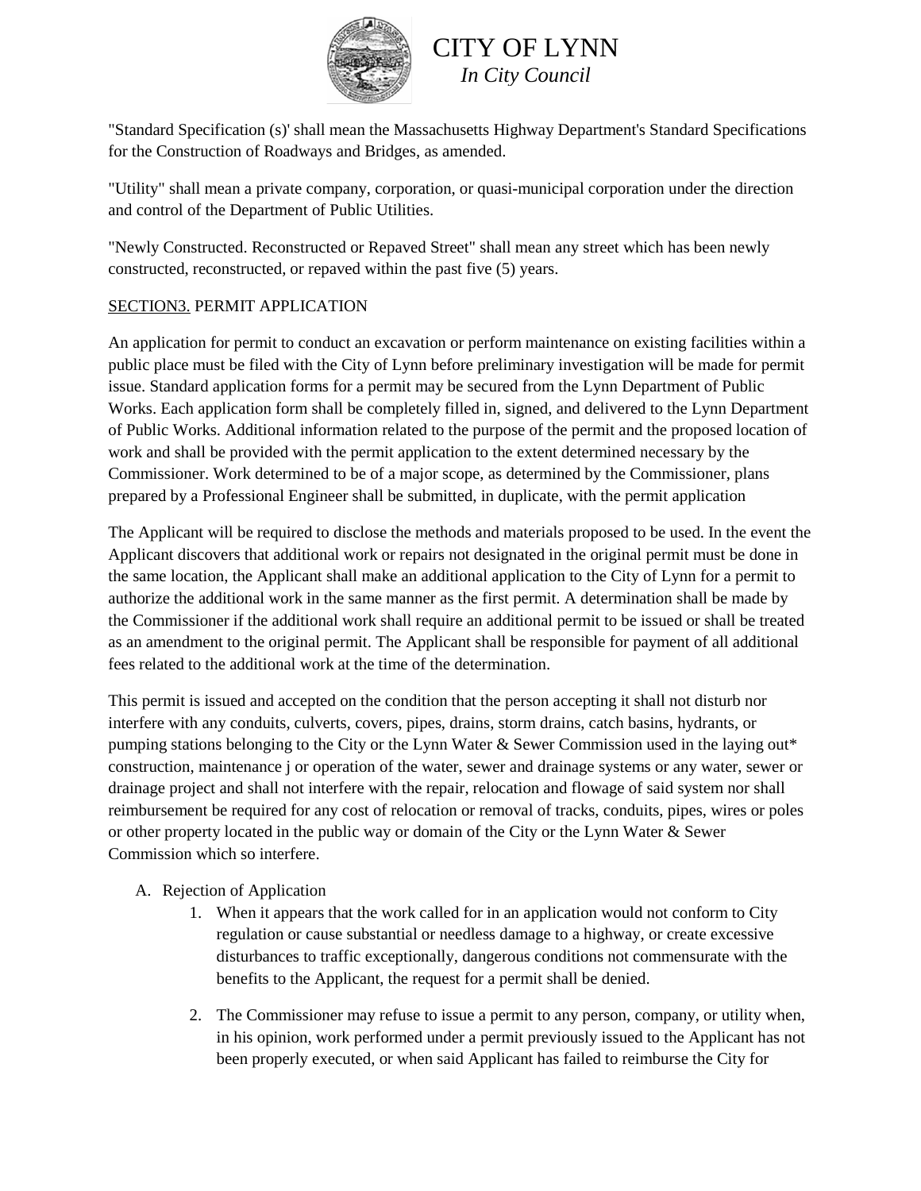"Standard Specification (s)' shall mean the Massachusetts Highway Department's Standard Specifications for the Construction of Roadways and Bridges, as amended.

"Utility" shall mean a private company, corporation, or quasi-municipal corporation under the direction and control of the Department of Public Utilities.

"Newly Constructed. Reconstructed or Repaved Street" shall mean any street which has been newly constructed, reconstructed, or repaved within the past five (5) years.

SECTION3. PERMIT APPLICATION

An application for permit to conduct an excavation or perform maintenance on existing facilities within a public place must be filed with the City of Lynn before preliminary investigation will be made for permit issue. Standard application forms for a permit may be secured from the Lynn Department of Public Works. Each application form shall be completely filled in, signed, and delivered to the Lynn Department of Public Works. Additional information related to the purpose of the permit and the proposed location of work and shall be provided with the permit application to the extent determined necessary by the Commissioner. Work determined to be of a major scope, as determined by the Commissioner, plans prepared by a Professional Engineer shall be submitted, in duplicate, with the permit application

The Applicant will be required to disclose the methods and materials proposed to be used. In the event the Applicant discovers that additional work or repairs not designated in the original permit must be done in the same location, the Applicant shall make an additional application to the City of Lynn for a permit to authorize the additional work in the same manner as the first permit. A determination shall be made by the Commissioner if the additional work shall require an additional permit to be issued or shall be treated as an amendment to the original permit. The Applicant shall be responsible for payment of all additional fees related to the additional work at the time of the determination.

This permit is issued and accepted on the condition that the person accepting it shall not disturb nor interfere with any conduits, culverts, covers, pipes, drains, storm drains, catch basins, hydrants, or pumping stations belonging to the City or the Lynn Water & Sewer Commission used in the laying out* construction, maintenance j or operation of the water, sewer and drainage systems or any water, sewer or drainage project and shall not interfere with the repair, relocation and flowage of said system nor shall reimbursement be required for any cost of relocation or removal of tracks, conduits, pipes, wires or poles or other property located in the public way or domain of the City or the Lynn Water & Sewer Commission which so interfere.

A. Rejection of Application
   1. When it appears that the work called for in an application would not conform to City regulation or cause substantial or needless damage to a highway, or create excessive disturbances to traffic exceptionally, dangerous conditions not commensurate with the benefits to the Applicant, the request for a permit shall be denied.

   2. The Commissioner may refuse to issue a permit to any person, company, or utility when, in his opinion, work performed under a permit previously issued to the Applicant has not been properly executed, or when said Applicant has failed to reimburse the City for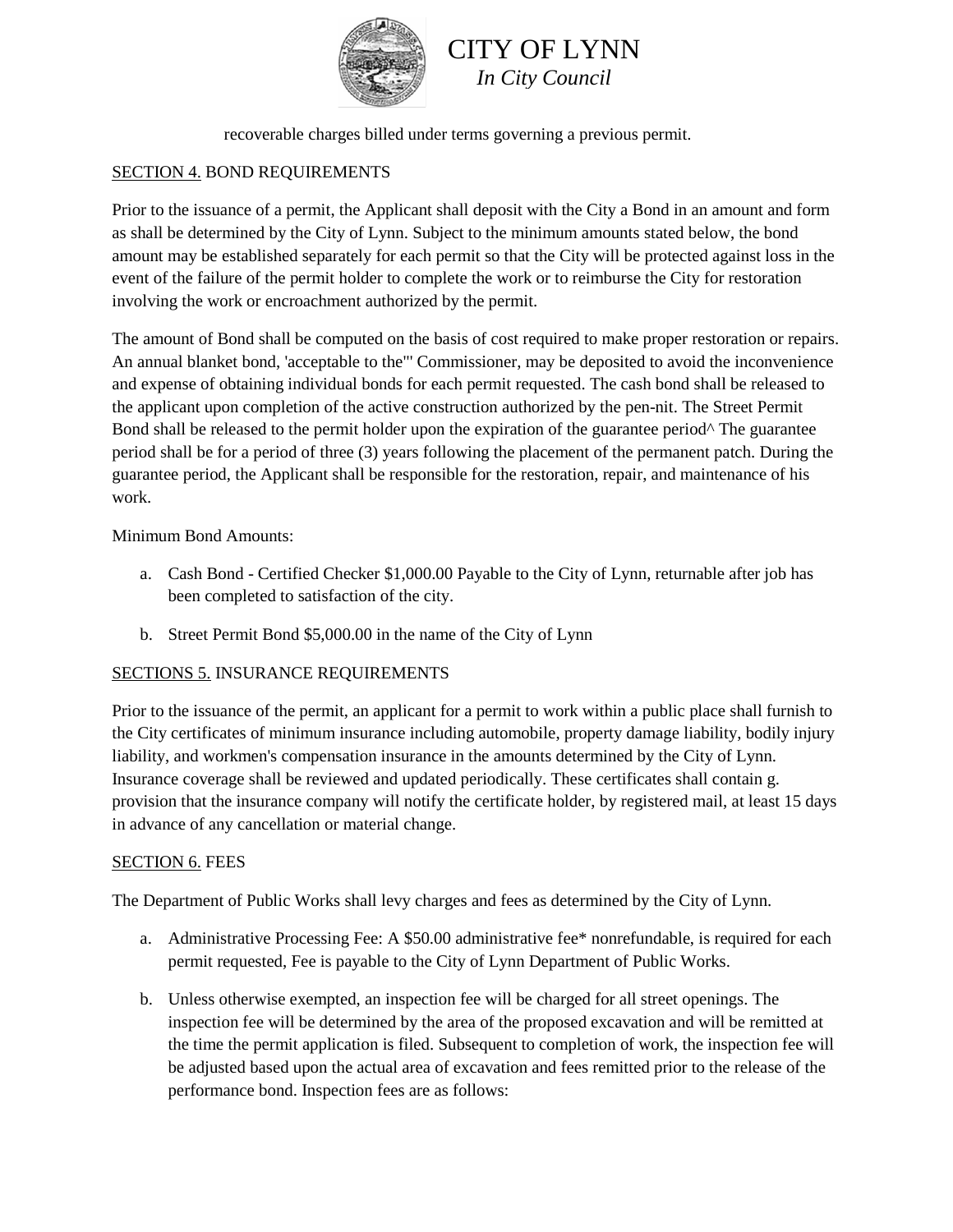recoverable charges billed under terms governing a previous permit.

SECTION 4. BOND REQUIREMENTS

Prior to the issuance of a permit, the Applicant shall deposit with the City a Bond in an amount and form as shall be determined by the City of Lynn. Subject to the minimum amounts stated below, the bond amount may be established separately for each permit so that the City will be protected against loss in the event of the failure of the permit holder to complete the work or to reimburse the City for restoration involving the work or encroachment authorized by the permit.

The amount of Bond shall be computed on the basis of cost required to make proper restoration or repairs. An annual blanket bond, 'acceptable to the"' Commissioner, may be deposited to avoid the inconvenience and expense of obtaining individual bonds for each permit requested. The cash bond shall be released to the applicant upon completion of the active construction authorized by the pen-nit. The Street Permit Bond shall be released to the permit holder upon the expiration of the guarantee period^ The guarantee period shall be for a period of three (3) years following the placement of the permanent patch. During the guarantee period, the Applicant shall be responsible for the restoration, repair, and maintenance of his work.

Minimum Bond Amounts:

a. Cash Bond - Certified Checker $1,000.00 Payable to the City of Lynn, returnable after job has been completed to satisfaction of the city.

b. Street Permit Bond $5,000.00 in the name of the City of Lynn

SECTIONS 5. INSURANCE REQUIREMENTS

Prior to the issuance of the permit, an applicant for a permit to work within a public place shall furnish to the City certificates of minimum insurance including automobile, property damage liability, bodily injury liability, and workmen's compensation insurance in the amounts determined by the City of Lynn. Insurance coverage shall be reviewed and updated periodically. These certificates shall contain g. provision that the insurance company will notify the certificate holder, by registered mail, at least 15 days in advance of any cancellation or material change.

SECTION 6. FEES

The Department of Public Works shall levy charges and fees as determined by the City of Lynn.

a. Administrative Processing Fee: A $50.00 administrative fee* nonrefundable, is required for each permit requested, Fee is payable to the City of Lynn Department of Public Works.

b. Unless otherwise exempted, an inspection fee will be charged for all street openings. The inspection fee will be determined by the area of the proposed excavation and will be remitted at the time the permit application is filed. Subsequent to completion of work, the inspection fee will be adjusted based upon the actual area of excavation and fees remitted prior to the release of the performance bond. Inspection fees are as follows: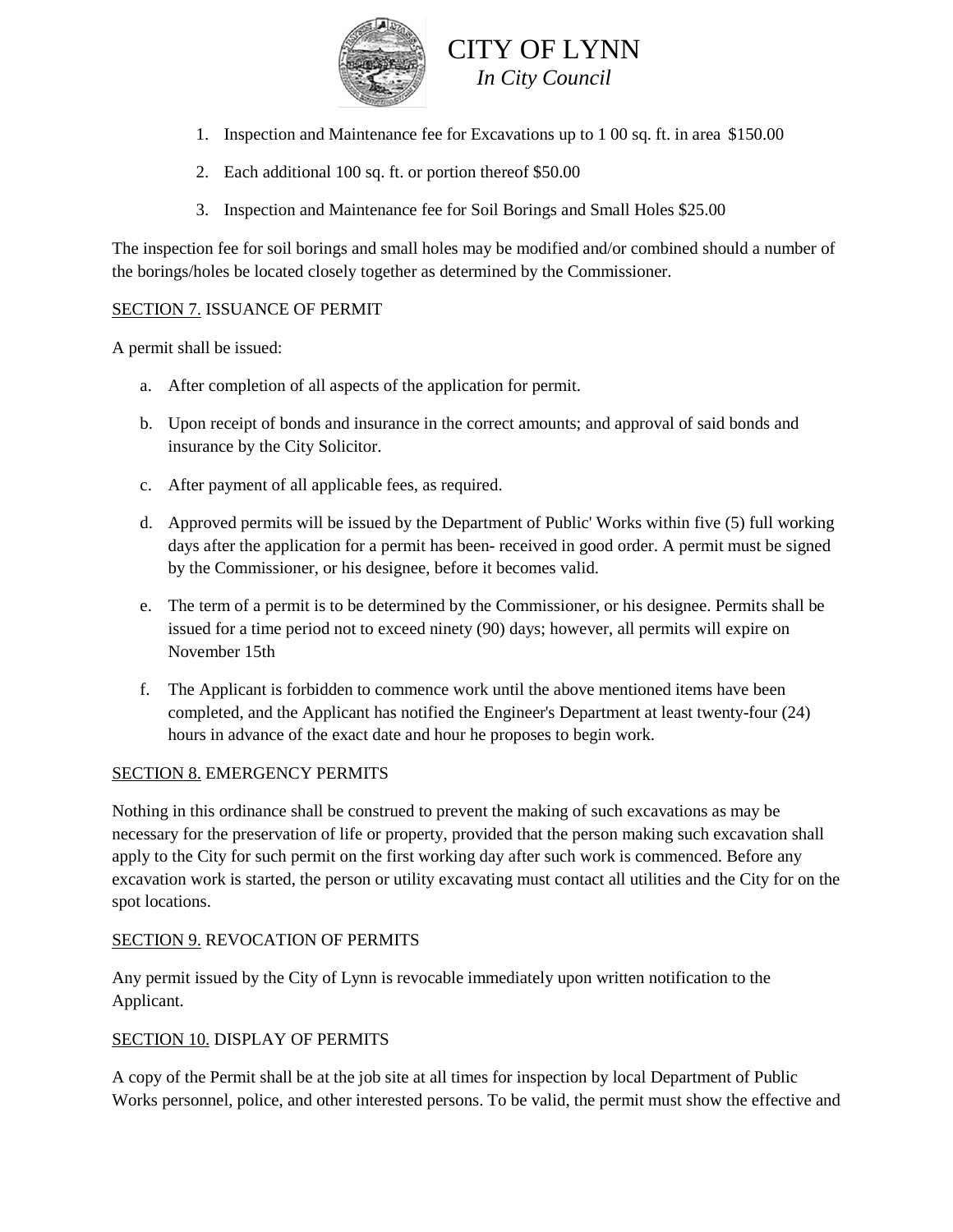1. Inspection and Maintenance fee for Excavations up to 1 00 sq. ft. in area $150.00
2. Each additional 100 sq. ft. or portion thereof $50.00
3. Inspection and Maintenance fee for Soil Borings and Small Holes $25.00

The inspection fee for soil borings and small holes may be modified and/or combined should a number of the borings/holes be located closely together as determined by the Commissioner.

SECTION 7. ISSUANCE OF PERMIT

A permit shall be issued:

a. After completion of all aspects of the application for permit.
b. Upon receipt of bonds and insurance in the correct amounts; and approval of said bonds and insurance by the City Solicitor.
c. After payment of all applicable fees, as required.
d. Approved permits will be issued by the Department of Public' Works within five (5) full working days after the application for a permit has been- received in good order. A permit must be signed by the Commissioner, or his designee, before it becomes valid.
e. The term of a permit is to be determined by the Commissioner, or his designee. Permits shall be issued for a time period not to exceed ninety (90) days; however, all permits will expire on November 15th
f. The Applicant is forbidden to commence work until the above mentioned items have been completed, and the Applicant has notified the Engineer's Department at least twenty-four (24) hours in advance of the exact date and hour he proposes to begin work.

SECTION 8. EMERGENCY PERMITS

Nothing in this ordinance shall be construed to prevent the making of such excavations as may be necessary for the preservation of life or property, provided that the person making such excavation shall apply to the City for such permit on the first working day after such work is commenced. Before any excavation work is started, the person or utility excavating must contact all utilities and the City for on the spot locations.

SECTION 9. REVOCATION OF PERMITS

Any permit issued by the City of Lynn is revocable immediately upon written notification to the Applicant.

SECTION 10. DISPLAY OF PERMITS

A copy of the Permit shall be at the job site at all times for inspection by local Department of Public Works personnel, police, and other interested persons. To be valid, the permit must show the effective and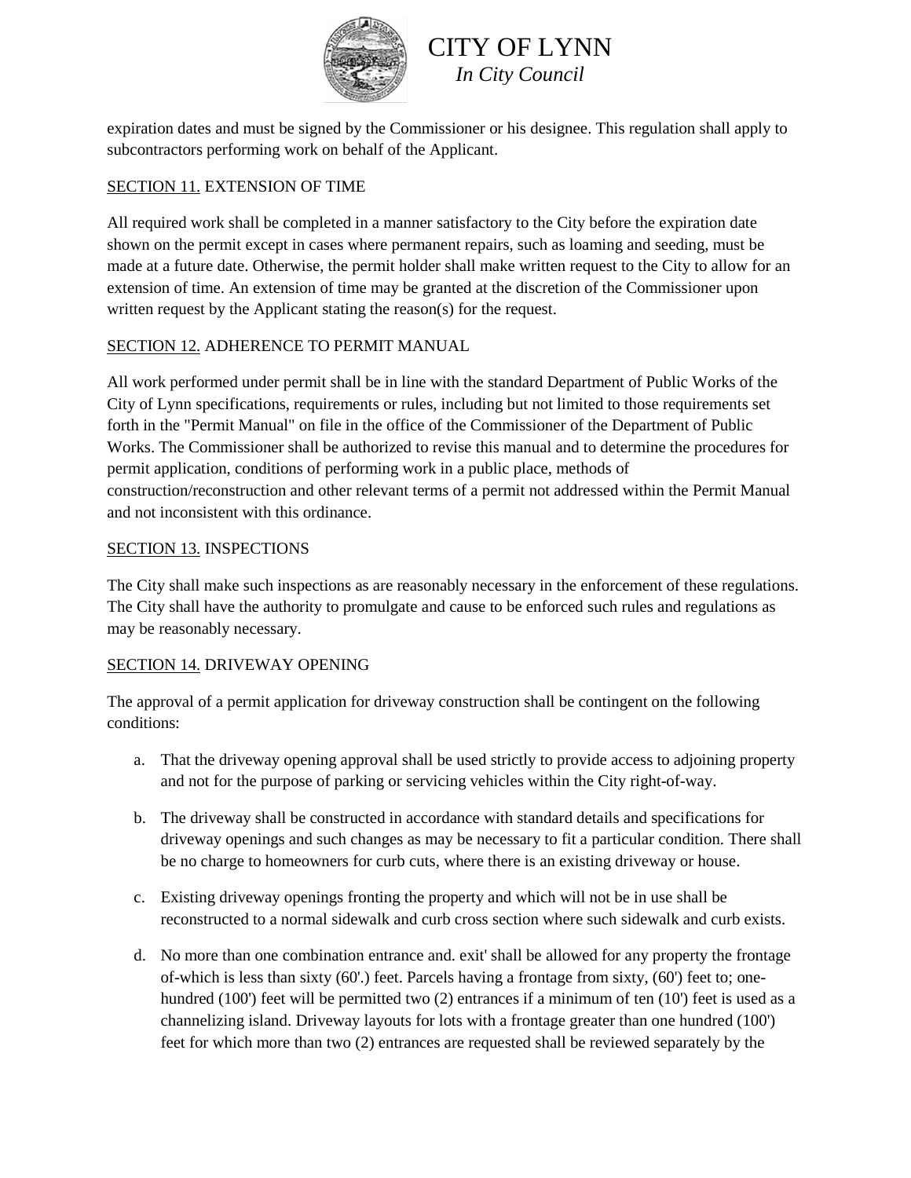expiration dates and must be signed by the Commissioner or his designee. This regulation shall apply to subcontractors performing work on behalf of the Applicant.

SECTION 11. EXTENSION OF TIME

All required work shall be completed in a manner satisfactory to the City before the expiration date shown on the permit except in cases where permanent repairs, such as loaming and seeding, must be made at a future date. Otherwise, the permit holder shall make written request to the City to allow for an extension of time. An extension of time may be granted at the discretion of the Commissioner upon written request by the Applicant stating the reason(s) for the request.

SECTION 12. ADHERENCE TO PERMIT MANUAL

All work performed under permit shall be in line with the standard Department of Public Works of the City of Lynn specifications, requirements or rules, including but not limited to those requirements set forth in the "Permit Manual" on file in the office of the Commissioner of the Department of Public Works. The Commissioner shall be authorized to revise this manual and to determine the procedures for permit application, conditions of performing work in a public place, methods of construction/reconstruction and other relevant terms of a permit not addressed within the Permit Manual and not inconsistent with this ordinance.

SECTION 13. INSPECTIONS

The City shall make such inspections as are reasonably necessary in the enforcement of these regulations. The City shall have the authority to promulgate and cause to be enforced such rules and regulations as may be reasonably necessary.

SECTION 14. DRIVEWAY OPENING

The approval of a permit application for driveway construction shall be contingent on the following conditions:

a. That the driveway opening approval shall be used strictly to provide access to adjoining property and not for the purpose of parking or servicing vehicles within the City right-of-way.

b. The driveway shall be constructed in accordance with standard details and specifications for driveway openings and such changes as may be necessary to fit a particular condition. There shall be no charge to homeowners for curb cuts, where there is an existing driveway or house.

c. Existing driveway openings fronting the property and which will not be in use shall be reconstructed to a normal sidewalk and curb cross section where such sidewalk and curb exists.

d. No more than one combination entrance and. exit' shall be allowed for any property the frontage of-which is less than sixty (60'.) feet. Parcels having a frontage from sixty, (60') feet to; one-hundred (100') feet will be permitted two (2) entrances if a minimum of ten (10') feet is used as a channelizing island. Driveway layouts for lots with a frontage greater than one hundred (100') feet for which more than two (2) entrances are requested shall be reviewed separately by the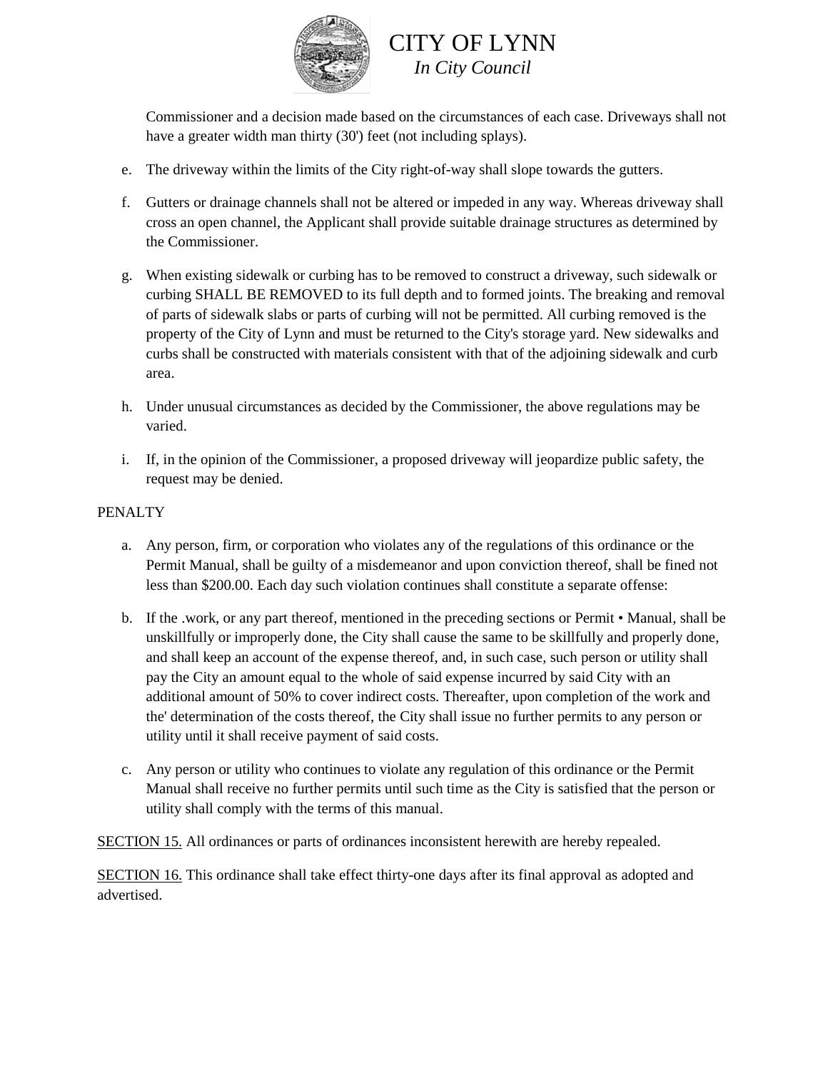Commissioner and a decision made based on the circumstances of each case. Driveways shall not have a greater width man thirty (30') feet (not including splays).

e. The driveway within the limits of the City right-of-way shall slope towards the gutters.

f. Gutters or drainage channels shall not be altered or impeded in any way. Whereas driveway shall cross an open channel, the Applicant shall provide suitable drainage structures as determined by the Commissioner.

g. When existing sidewalk or curbing has to be removed to construct a driveway, such sidewalk or curbing SHALL BE REMOVED to its full depth and to formed joints. The breaking and removal of parts of sidewalk slabs or parts of curbing will not be permitted. All curbing removed is the property of the City of Lynn and must be returned to the City's storage yard. New sidewalks and curbs shall be constructed with materials consistent with that of the adjoining sidewalk and curb area.

h. Under unusual circumstances as decided by the Commissioner, the above regulations may be varied.

i. If, in the opinion of the Commissioner, a proposed driveway will jeopardize public safety, the request may be denied.

PENALTY

a. Any person, firm, or corporation who violates any of the regulations of this ordinance or the Permit Manual, shall be guilty of a misdemeanor and upon conviction thereof, shall be fined not less than $200.00. Each day such violation continues shall constitute a separate offense:

b. If the .work, or any part thereof, mentioned in the preceding sections or Permit • Manual, shall be unskillfully or improperly done, the City shall cause the same to be skillfully and properly done, and shall keep an account of the expense thereof, and, in such case, such person or utility shall pay the City an amount equal to the whole of said expense incurred by said City with an additional amount of 50% to cover indirect costs. Thereafter, upon completion of the work and the' determination of the costs thereof, the City shall issue no further permits to any person or utility until it shall receive payment of said costs.

c. Any person or utility who continues to violate any regulation of this ordinance or the Permit Manual shall receive no further permits until such time as the City is satisfied that the person or utility shall comply with the terms of this manual.

<u>SECTION 15.</u> All ordinances or parts of ordinances inconsistent herewith are hereby repealed.

<u>SECTION 16.</u> This ordinance shall take effect thirty-one days after its final approval as adopted and advertised.